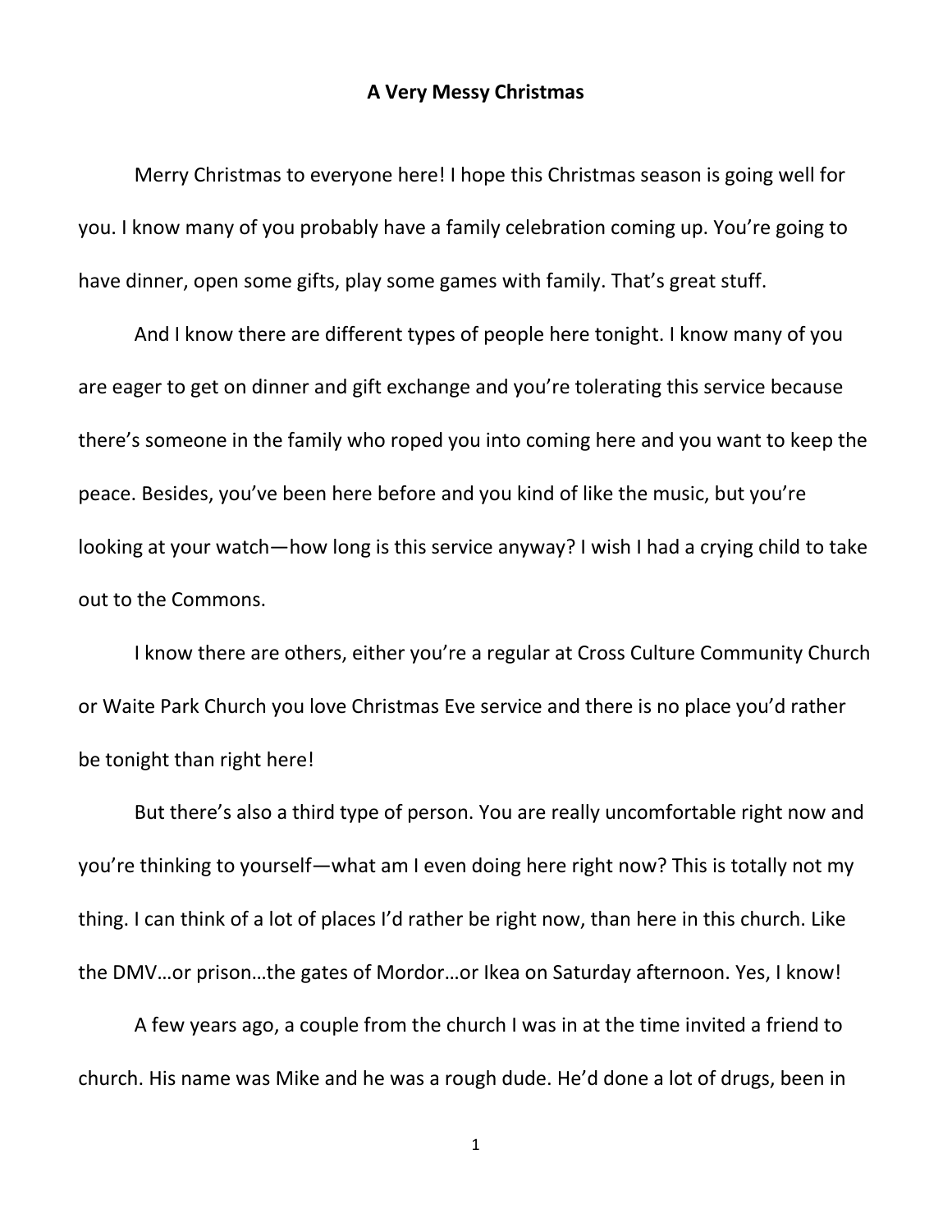# A Very Messy Christmas

Merry Christmas to everyone here! I hope this Christmas season is going well for you. I know many of you probably have a family celebration coming up. You're going to have dinner, open some gifts, play some games with family. That's great stuff.

And I know there are different types of people here tonight. I know many of you are eager to get on dinner and gift exchange and you're tolerating this service because there's someone in the family who roped you into coming here and you want to keep the peace. Besides, you've been here before and you kind of like the music, but you're looking at your watch—how long is this service anyway? I wish I had a crying child to take out to the Commons.

I know there are others, either you're a regular at Cross Culture Community Church or Waite Park Church you love Christmas Eve service and there is no place you'd rather be tonight than right here!

But there's also a third type of person. You are really uncomfortable right now and you're thinking to yourself—what am I even doing here right now? This is totally not my thing. I can think of a lot of places I'd rather be right now, than here in this church. Like the DMV…or prison…the gates of Mordor…or Ikea on Saturday afternoon. Yes, I know!

A few years ago, a couple from the church I was in at the time invited a friend to church. His name was Mike and he was a rough dude. He'd done a lot of drugs, been in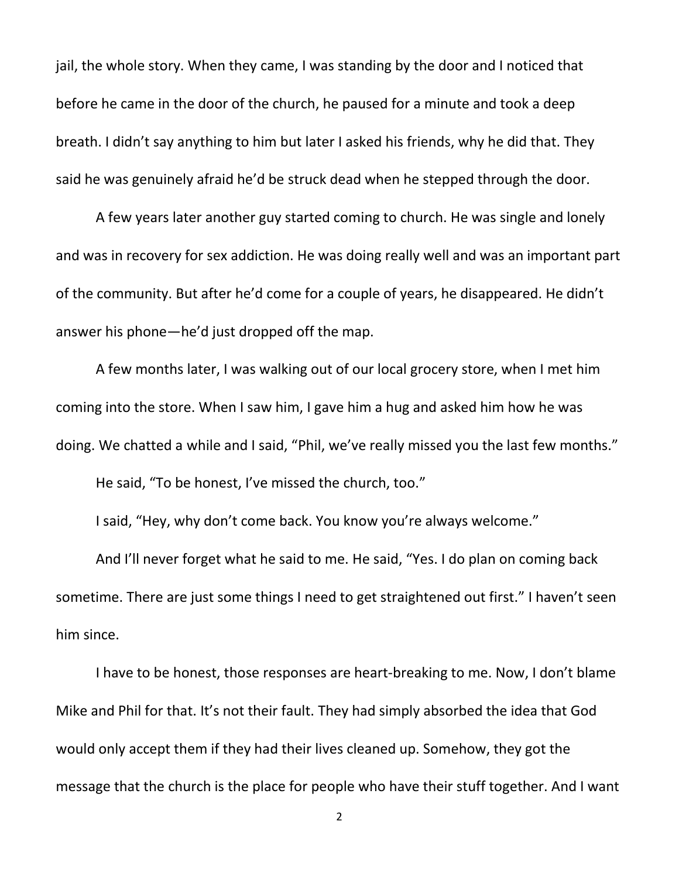jail, the whole story. When they came, I was standing by the door and I noticed that before he came in the door of the church, he paused for a minute and took a deep breath. I didn't say anything to him but later I asked his friends, why he did that. They said he was genuinely afraid he'd be struck dead when he stepped through the door.

A few years later another guy started coming to church. He was single and lonely and was in recovery for sex addiction. He was doing really well and was an important part of the community. But after he'd come for a couple of years, he disappeared. He didn't answer his phone—he'd just dropped off the map.

A few months later, I was walking out of our local grocery store, when I met him coming into the store. When I saw him, I gave him a hug and asked him how he was doing. We chatted a while and I said, "Phil, we've really missed you the last few months."

He said, "To be honest, I've missed the church, too."

I said, "Hey, why don't come back. You know you're always welcome."

And I'll never forget what he said to me. He said, "Yes. I do plan on coming back sometime. There are just some things I need to get straightened out first." I haven't seen him since.

I have to be honest, those responses are heart-breaking to me. Now, I don't blame Mike and Phil for that. It's not their fault. They had simply absorbed the idea that God would only accept them if they had their lives cleaned up. Somehow, they got the message that the church is the place for people who have their stuff together. And I want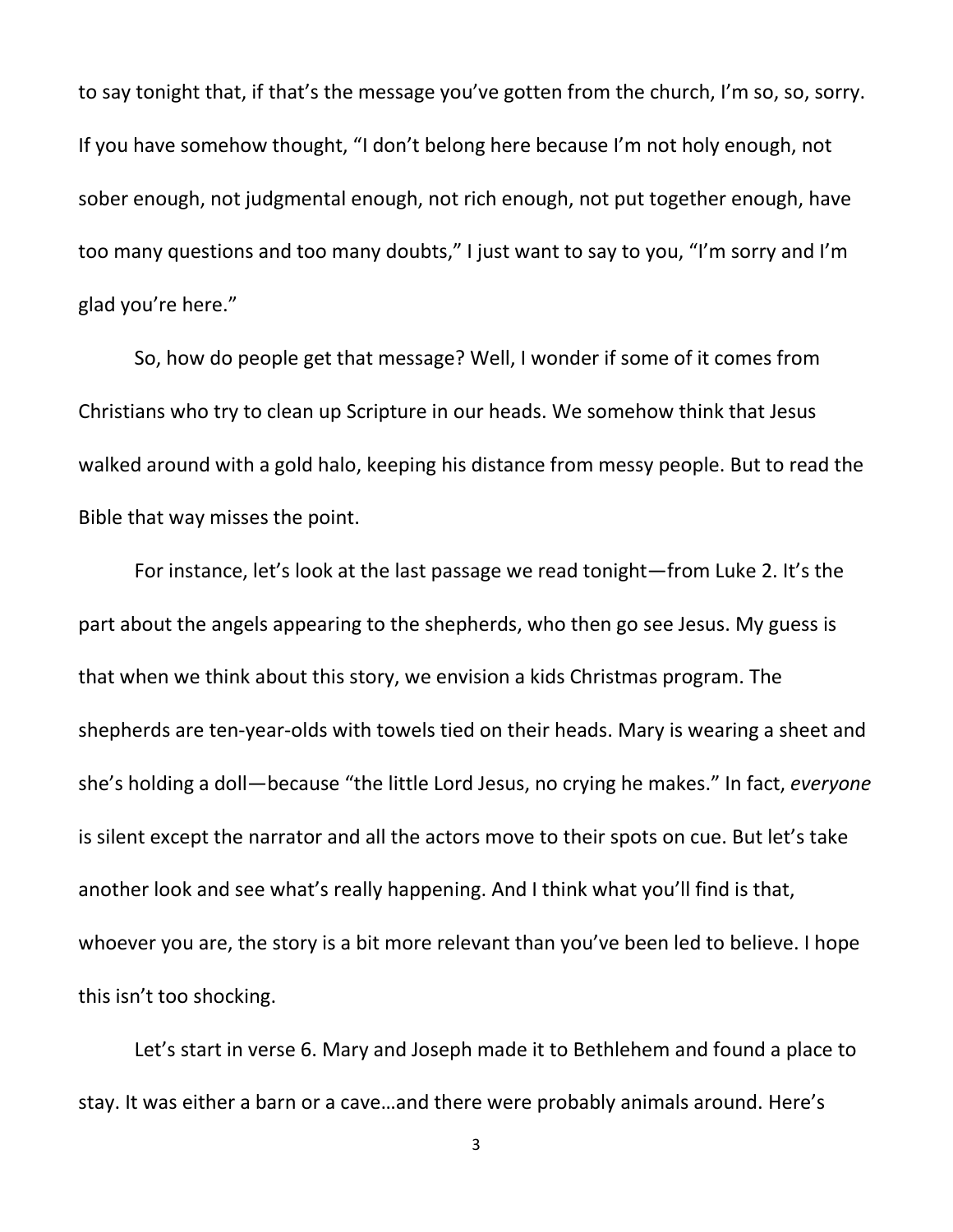to say tonight that, if that's the message you've gotten from the church, I'm so, so, sorry. If you have somehow thought, "I don't belong here because I'm not holy enough, not sober enough, not judgmental enough, not rich enough, not put together enough, have too many questions and too many doubts," I just want to say to you, "I'm sorry and I'm glad you're here."

So, how do people get that message? Well, I wonder if some of it comes from Christians who try to clean up Scripture in our heads. We somehow think that Jesus walked around with a gold halo, keeping his distance from messy people. But to read the Bible that way misses the point.

For instance, let's look at the last passage we read tonight—from Luke 2. It's the part about the angels appearing to the shepherds, who then go see Jesus. My guess is that when we think about this story, we envision a kids Christmas program. The shepherds are ten-year-olds with towels tied on their heads. Mary is wearing a sheet and she's holding a doll—because "the little Lord Jesus, no crying he makes." In fact, *everyone* is silent except the narrator and all the actors move to their spots on cue. But let's take another look and see what's really happening. And I think what you'll find is that, whoever you are, the story is a bit more relevant than you've been led to believe. I hope this isn't too shocking.

Let's start in verse 6. Mary and Joseph made it to Bethlehem and found a place to stay. It was either a barn or a cave…and there were probably animals around. Here's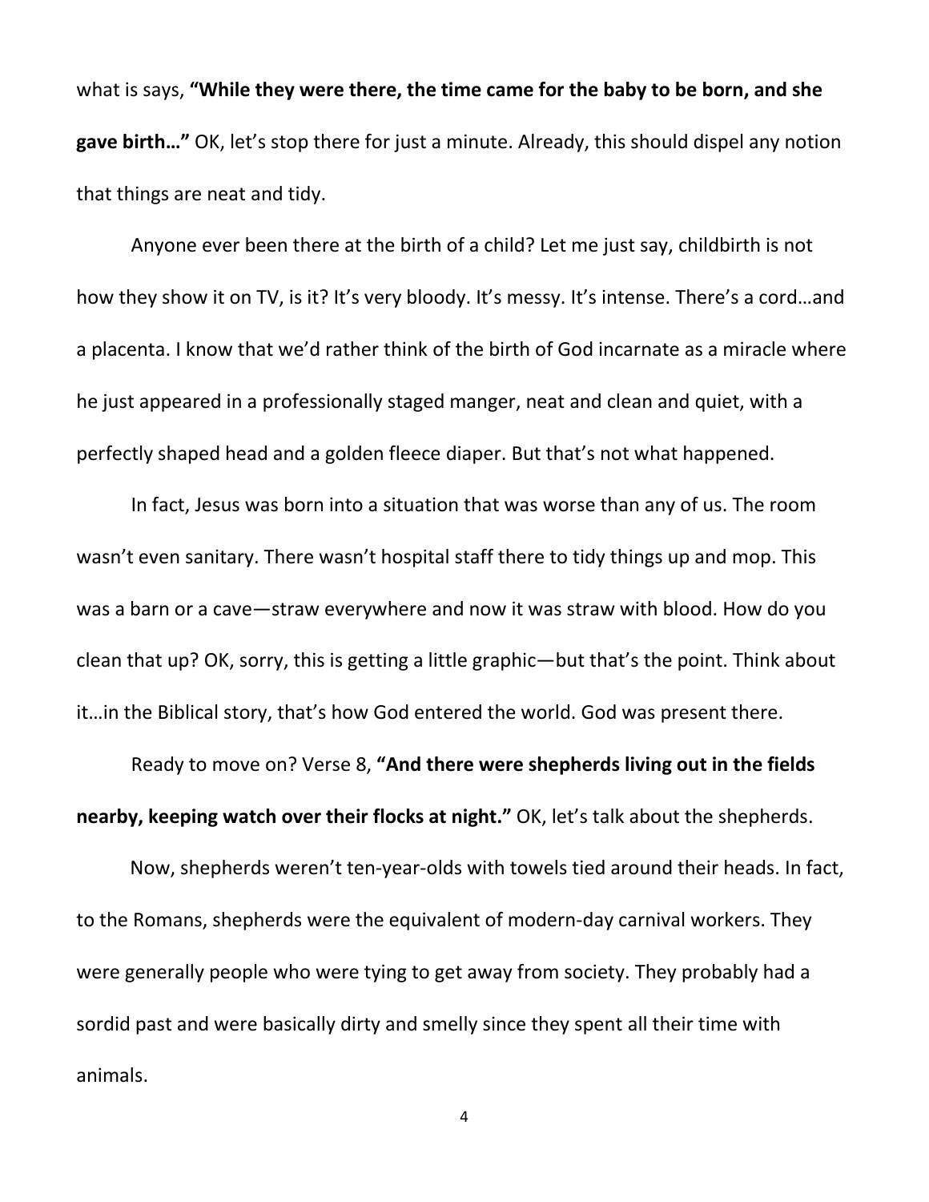what is says, **"While they were there, the time came for the baby to be born, and she gave birth…"** OK, let's stop there for just a minute. Already, this should dispel any notion that things are neat and tidy.

Anyone ever been there at the birth of a child? Let me just say, childbirth is not how they show it on TV, is it? It's very bloody. It's messy. It's intense. There's a cord…and a placenta. I know that we'd rather think of the birth of God incarnate as a miracle where he just appeared in a professionally staged manger, neat and clean and quiet, with a perfectly shaped head and a golden fleece diaper. But that's not what happened.

In fact, Jesus was born into a situation that was worse than any of us. The room wasn't even sanitary. There wasn't hospital staff there to tidy things up and mop. This was a barn or a cave—straw everywhere and now it was straw with blood. How do you clean that up? OK, sorry, this is getting a little graphic—but that's the point. Think about it…in the Biblical story, that's how God entered the world. God was present there.

Ready to move on? Verse 8, **"And there were shepherds living out in the fields nearby, keeping watch over their flocks at night."** OK, let's talk about the shepherds.

Now, shepherds weren't ten-year-olds with towels tied around their heads. In fact, to the Romans, shepherds were the equivalent of modern-day carnival workers. They were generally people who were tying to get away from society. They probably had a sordid past and were basically dirty and smelly since they spent all their time with animals.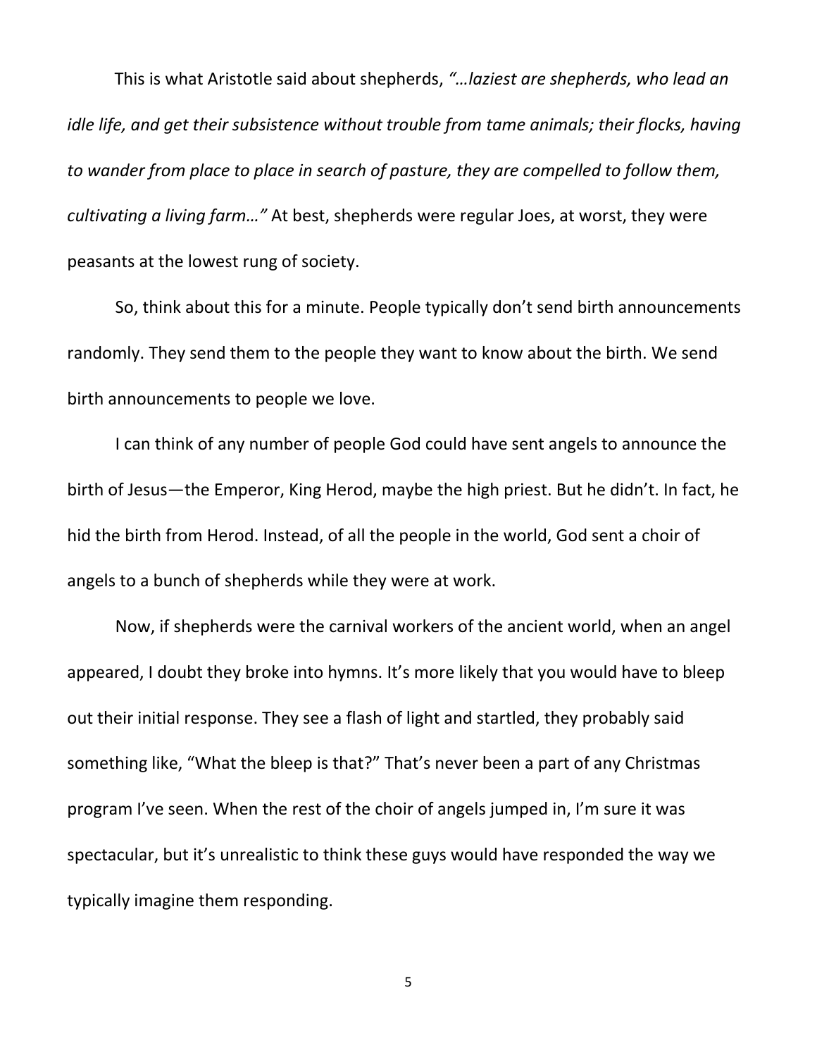This is what Aristotle said about shepherds, *"…laziest are shepherds, who lead an idle life, and get their subsistence without trouble from tame animals; their flocks, having to wander from place to place in search of pasture, they are compelled to follow them, cultivating a living farm…"* At best, shepherds were regular Joes, at worst, they were peasants at the lowest rung of society.

So, think about this for a minute. People typically don't send birth announcements randomly. They send them to the people they want to know about the birth. We send birth announcements to people we love.

I can think of any number of people God could have sent angels to announce the birth of Jesus—the Emperor, King Herod, maybe the high priest. But he didn't. In fact, he hid the birth from Herod. Instead, of all the people in the world, God sent a choir of angels to a bunch of shepherds while they were at work.

Now, if shepherds were the carnival workers of the ancient world, when an angel appeared, I doubt they broke into hymns. It's more likely that you would have to bleep out their initial response. They see a flash of light and startled, they probably said something like, "What the bleep is that?" That's never been a part of any Christmas program I've seen. When the rest of the choir of angels jumped in, I'm sure it was spectacular, but it's unrealistic to think these guys would have responded the way we typically imagine them responding.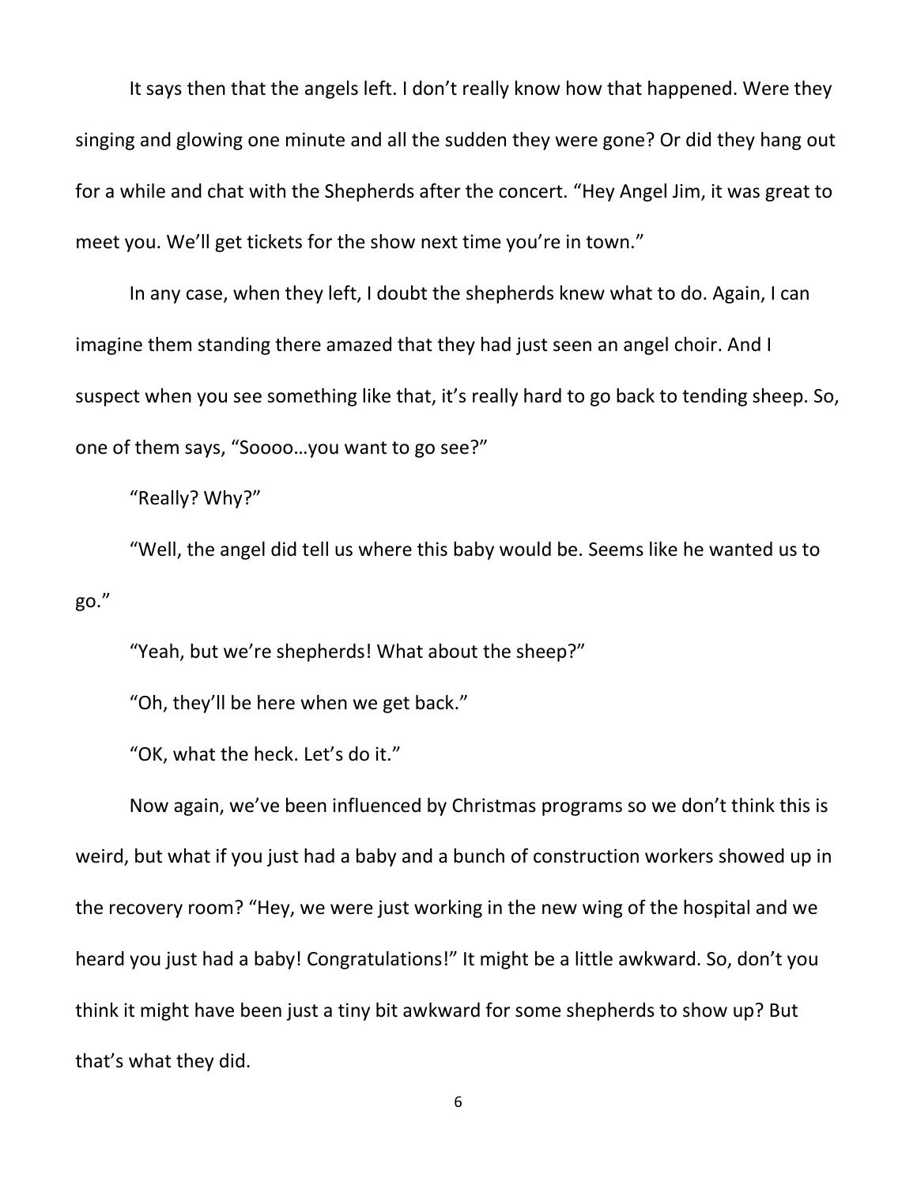It says then that the angels left. I don't really know how that happened. Were they singing and glowing one minute and all the sudden they were gone? Or did they hang out for a while and chat with the Shepherds after the concert. "Hey Angel Jim, it was great to meet you. We'll get tickets for the show next time you're in town."

In any case, when they left, I doubt the shepherds knew what to do. Again, I can imagine them standing there amazed that they had just seen an angel choir. And I suspect when you see something like that, it's really hard to go back to tending sheep. So, one of them says, "Soooo…you want to go see?"

"Really? Why?"

"Well, the angel did tell us where this baby would be. Seems like he wanted us to go."

"Yeah, but we're shepherds! What about the sheep?"

"Oh, they'll be here when we get back."

"OK, what the heck. Let's do it."

Now again, we've been influenced by Christmas programs so we don't think this is weird, but what if you just had a baby and a bunch of construction workers showed up in the recovery room? "Hey, we were just working in the new wing of the hospital and we heard you just had a baby! Congratulations!" It might be a little awkward. So, don't you think it might have been just a tiny bit awkward for some shepherds to show up? But that's what they did.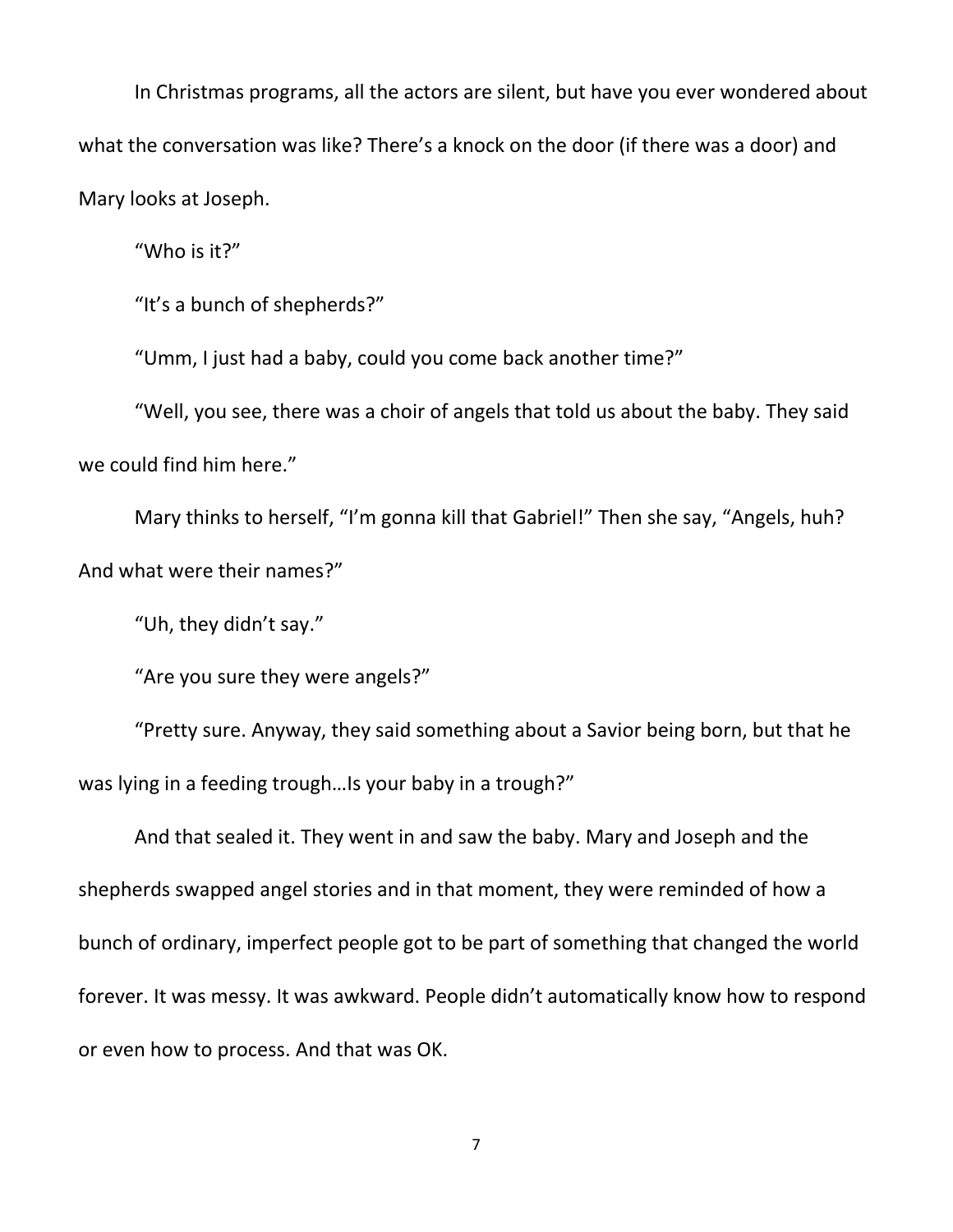In Christmas programs, all the actors are silent, but have you ever wondered about what the conversation was like? There's a knock on the door (if there was a door) and Mary looks at Joseph.

"Who is it?"

"It's a bunch of shepherds?"

"Umm, I just had a baby, could you come back another time?"

"Well, you see, there was a choir of angels that told us about the baby. They said we could find him here."

Mary thinks to herself, "I'm gonna kill that Gabriel!" Then she say, "Angels, huh? And what were their names?"

"Uh, they didn't say."

"Are you sure they were angels?"

"Pretty sure. Anyway, they said something about a Savior being born, but that he was lying in a feeding trough…Is your baby in a trough?"

And that sealed it. They went in and saw the baby. Mary and Joseph and the shepherds swapped angel stories and in that moment, they were reminded of how a bunch of ordinary, imperfect people got to be part of something that changed the world forever. It was messy. It was awkward. People didn't automatically know how to respond or even how to process. And that was OK.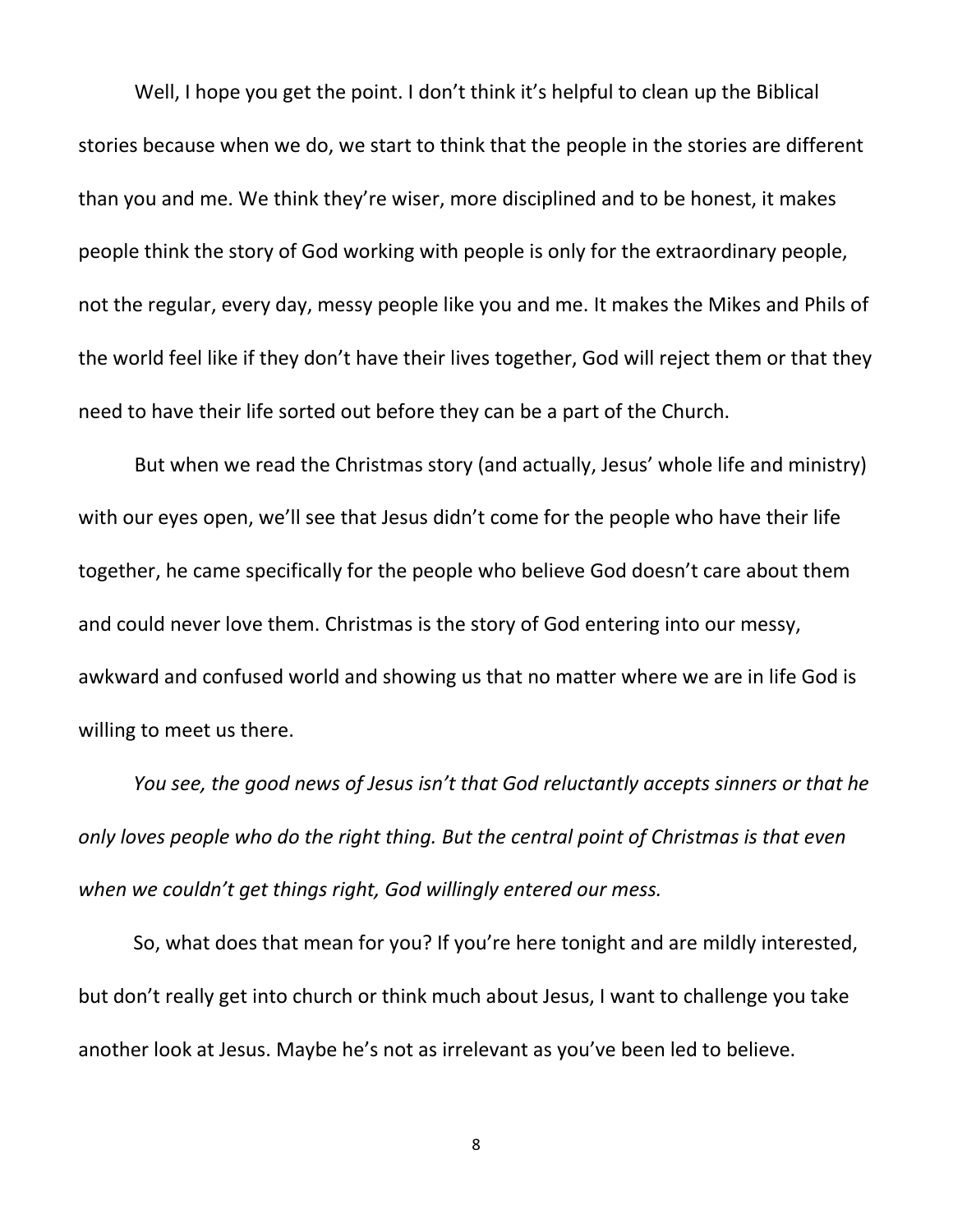Well, I hope you get the point. I don't think it's helpful to clean up the Biblical stories because when we do, we start to think that the people in the stories are different than you and me. We think they're wiser, more disciplined and to be honest, it makes people think the story of God working with people is only for the extraordinary people, not the regular, every day, messy people like you and me. It makes the Mikes and Phils of the world feel like if they don't have their lives together, God will reject them or that they need to have their life sorted out before they can be a part of the Church.

But when we read the Christmas story (and actually, Jesus' whole life and ministry) with our eyes open, we'll see that Jesus didn't come for the people who have their life together, he came specifically for the people who believe God doesn't care about them and could never love them. Christmas is the story of God entering into our messy, awkward and confused world and showing us that no matter where we are in life God is willing to meet us there.

*You see, the good news of Jesus isn't that God reluctantly accepts sinners or that he only loves people who do the right thing. But the central point of Christmas is that even when we couldn't get things right, God willingly entered our mess.*

So, what does that mean for you? If you're here tonight and are mildly interested, but don't really get into church or think much about Jesus, I want to challenge you take another look at Jesus. Maybe he's not as irrelevant as you've been led to believe.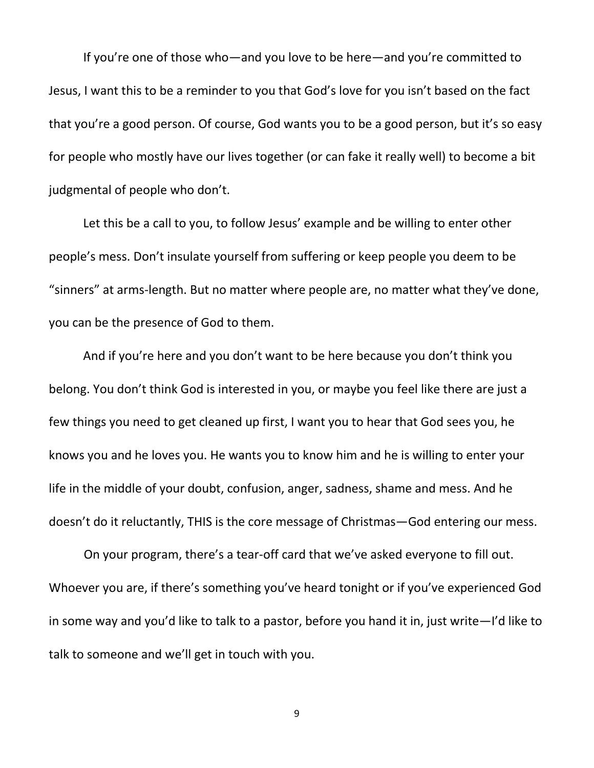If you're one of those who—and you love to be here—and you're committed to Jesus, I want this to be a reminder to you that God's love for you isn't based on the fact that you're a good person. Of course, God wants you to be a good person, but it's so easy for people who mostly have our lives together (or can fake it really well) to become a bit judgmental of people who don't.

Let this be a call to you, to follow Jesus' example and be willing to enter other people's mess. Don't insulate yourself from suffering or keep people you deem to be "sinners" at arms-length. But no matter where people are, no matter what they've done, you can be the presence of God to them.

And if you're here and you don't want to be here because you don't think you belong. You don't think God is interested in you, or maybe you feel like there are just a few things you need to get cleaned up first, I want you to hear that God sees you, he knows you and he loves you. He wants you to know him and he is willing to enter your life in the middle of your doubt, confusion, anger, sadness, shame and mess. And he doesn't do it reluctantly, THIS is the core message of Christmas—God entering our mess.

On your program, there's a tear-off card that we've asked everyone to fill out. Whoever you are, if there's something you've heard tonight or if you've experienced God in some way and you'd like to talk to a pastor, before you hand it in, just write—I'd like to talk to someone and we'll get in touch with you.